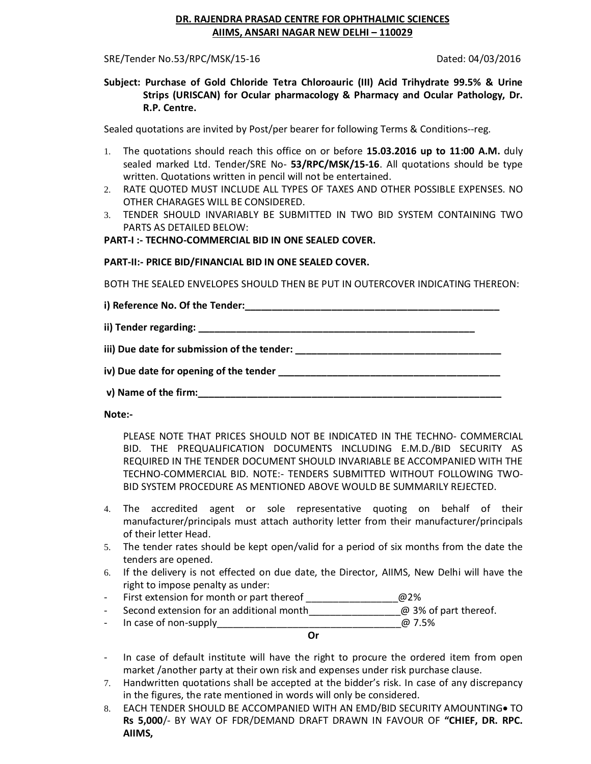**DR. RAJENDRA PRASAD CENTRE FOR OPHTHALMIC SCIENCES**
**AIIMS, ANSARI NAGAR NEW DELHI – 110029**

SRE/Tender No.53/RPC/MSK/15-16 Dated: 04/03/2016

**Subject: Purchase of Gold Chloride Tetra Chloroauric (III) Acid Trihydrate 99.5% & Urine Strips (URISCAN) for Ocular pharmacology & Pharmacy and Ocular Pathology, Dr. R.P. Centre.**

Sealed quotations are invited by Post/per bearer for following Terms & Conditions--reg.

1. The quotations should reach this office on or before **15.03.2016 up to 11:00 A.M.** duly sealed marked Ltd. Tender/SRE No- **53/RPC/MSK/15-16**. All quotations should be type written. Quotations written in pencil will not be entertained.
2. RATE QUOTED MUST INCLUDE ALL TYPES OF TAXES AND OTHER POSSIBLE EXPENSES. NO OTHER CHARAGES WILL BE CONSIDERED.
3. TENDER SHOULD INVARIABLY BE SUBMITTED IN TWO BID SYSTEM CONTAINING TWO PARTS AS DETAILED BELOW:

**PART-I :- TECHNO-COMMERCIAL BID IN ONE SEALED COVER.**

**PART-II:- PRICE BID/FINANCIAL BID IN ONE SEALED COVER.**

BOTH THE SEALED ENVELOPES SHOULD THEN BE PUT IN OUTERCOVER INDICATING THEREON:

**i) Reference No. Of the Tender:\_\_\_\_\_\_\_\_\_\_\_\_\_\_\_\_\_\_\_\_\_\_\_\_\_\_\_\_\_\_\_\_\_\_\_\_\_\_\_\_\_\_\_\_\_\_\_\_**

**ii) Tender regarding: \_\_\_\_\_\_\_\_\_\_\_\_\_\_\_\_\_\_\_\_\_\_\_\_\_\_\_\_\_\_\_\_\_\_\_\_\_\_\_\_\_\_\_\_\_\_\_\_\_\_\_\_\_**

**iii) Due date for submission of the tender: \_\_\_\_\_\_\_\_\_\_\_\_\_\_\_\_\_\_\_\_\_\_\_\_\_\_\_\_\_\_\_\_\_\_\_\_\_\_**

**iv) Due date for opening of the tender \_\_\_\_\_\_\_\_\_\_\_\_\_\_\_\_\_\_\_\_\_\_\_\_\_\_\_\_\_\_\_\_\_\_\_\_\_\_\_\_\_\_**

**v) Name of the firm:\_\_\_\_\_\_\_\_\_\_\_\_\_\_\_\_\_\_\_\_\_\_\_\_\_\_\_\_\_\_\_\_\_\_\_\_\_\_\_\_\_\_\_\_\_\_\_\_\_\_\_\_\_\_\_\_\_**

**Note:-**

PLEASE NOTE THAT PRICES SHOULD NOT BE INDICATED IN THE TECHNO- COMMERCIAL BID. THE PREQUALIFICATION DOCUMENTS INCLUDING E.M.D./BID SECURITY AS REQUIRED IN THE TENDER DOCUMENT SHOULD INVARIABLE BE ACCOMPANIED WITH THE TECHNO-COMMERCIAL BID. NOTE:- TENDERS SUBMITTED WITHOUT FOLLOWING TWO-BID SYSTEM PROCEDURE AS MENTIONED ABOVE WOULD BE SUMMARILY REJECTED.

4. The accredited agent or sole representative quoting on behalf of their manufacturer/principals must attach authority letter from their manufacturer/principals of their letter Head.
5. The tender rates should be kept open/valid for a period of six months from the date the tenders are opened.
6. If the delivery is not effected on due date, the Director, AIIMS, New Delhi will have the right to impose penalty as under:

- First extension for month or part thereof \_\_\_\_\_\_\_\_\_\_\_\_\_\_\_\_\_@2%
- Second extension for an additional month\_\_\_\_\_\_\_\_\_\_\_\_\_\_\_\_\_@ 3% of part thereof.
- In case of non-supply\_\_\_\_\_\_\_\_\_\_\_\_\_\_\_\_\_\_\_\_\_\_\_\_\_\_\_\_\_\_\_\_\_\_\_@ 7.5%

**Or**

- In case of default institute will have the right to procure the ordered item from open market /another party at their own risk and expenses under risk purchase clause.

7. Handwritten quotations shall be accepted at the bidder's risk. In case of any discrepancy in the figures, the rate mentioned in words will only be considered.
8. EACH TENDER SHOULD BE ACCOMPANIED WITH AN EMD/BID SECURITY AMOUNTING• TO **Rs 5,000**/- BY WAY OF FDR/DEMAND DRAFT DRAWN IN FAVOUR OF **"CHIEF, DR. RPC. AIIMS,**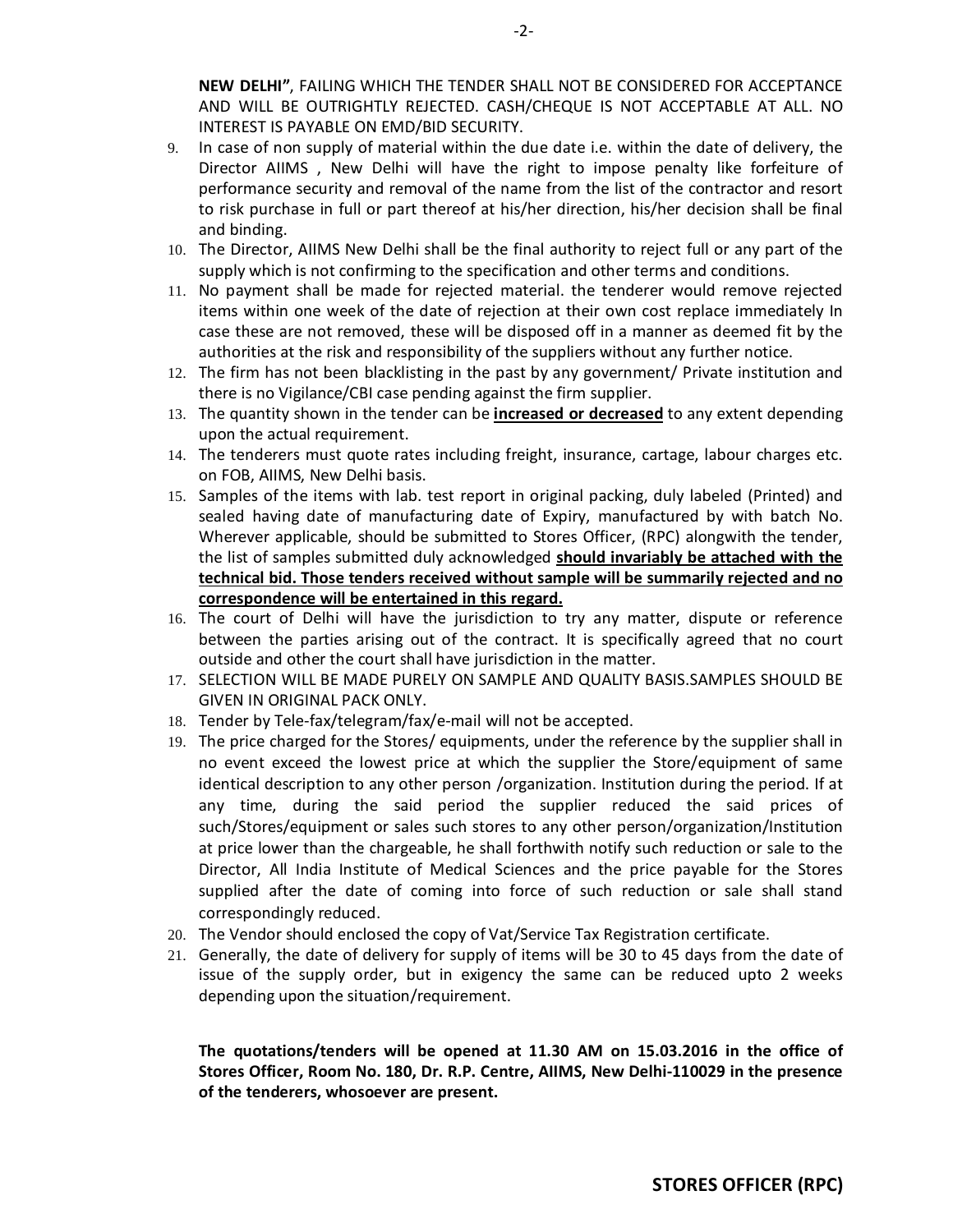**NEW DELHI"**, FAILING WHICH THE TENDER SHALL NOT BE CONSIDERED FOR ACCEPTANCE AND WILL BE OUTRIGHTLY REJECTED. CASH/CHEQUE IS NOT ACCEPTABLE AT ALL. NO INTEREST IS PAYABLE ON EMD/BID SECURITY.

9. In case of non supply of material within the due date i.e. within the date of delivery, the Director AIIMS , New Delhi will have the right to impose penalty like forfeiture of performance security and removal of the name from the list of the contractor and resort to risk purchase in full or part thereof at his/her direction, his/her decision shall be final and binding.
10. The Director, AIIMS New Delhi shall be the final authority to reject full or any part of the supply which is not confirming to the specification and other terms and conditions.
11. No payment shall be made for rejected material. the tenderer would remove rejected items within one week of the date of rejection at their own cost replace immediately In case these are not removed, these will be disposed off in a manner as deemed fit by the authorities at the risk and responsibility of the suppliers without any further notice.
12. The firm has not been blacklisting in the past by any government/ Private institution and there is no Vigilance/CBI case pending against the firm supplier.
13. The quantity shown in the tender can be **<u>increased or decreased</u>** to any extent depending upon the actual requirement.
14. The tenderers must quote rates including freight, insurance, cartage, labour charges etc. on FOB, AIIMS, New Delhi basis.
15. Samples of the items with lab. test report in original packing, duly labeled (Printed) and sealed having date of manufacturing date of Expiry, manufactured by with batch No. Wherever applicable, should be submitted to Stores Officer, (RPC) alongwith the tender, the list of samples submitted duly acknowledged **<u>should invariably be attached with the technical bid. Those tenders received without sample will be summarily rejected and no correspondence will be entertained in this regard.</u>**
16. The court of Delhi will have the jurisdiction to try any matter, dispute or reference between the parties arising out of the contract. It is specifically agreed that no court outside and other the court shall have jurisdiction in the matter.
17. SELECTION WILL BE MADE PURELY ON SAMPLE AND QUALITY BASIS.SAMPLES SHOULD BE GIVEN IN ORIGINAL PACK ONLY.
18. Tender by Tele-fax/telegram/fax/e-mail will not be accepted.
19. The price charged for the Stores/ equipments, under the reference by the supplier shall in no event exceed the lowest price at which the supplier the Store/equipment of same identical description to any other person /organization. Institution during the period. If at any time, during the said period the supplier reduced the said prices of such/Stores/equipment or sales such stores to any other person/organization/Institution at price lower than the chargeable, he shall forthwith notify such reduction or sale to the Director, All India Institute of Medical Sciences and the price payable for the Stores supplied after the date of coming into force of such reduction or sale shall stand correspondingly reduced.
20. The Vendor should enclosed the copy of Vat/Service Tax Registration certificate.
21. Generally, the date of delivery for supply of items will be 30 to 45 days from the date of issue of the supply order, but in exigency the same can be reduced upto 2 weeks depending upon the situation/requirement.

**The quotations/tenders will be opened at 11.30 AM on 15.03.2016 in the office of Stores Officer, Room No. 180, Dr. R.P. Centre, AIIMS, New Delhi-110029 in the presence of the tenderers, whosoever are present.**

**STORES OFFICER (RPC)**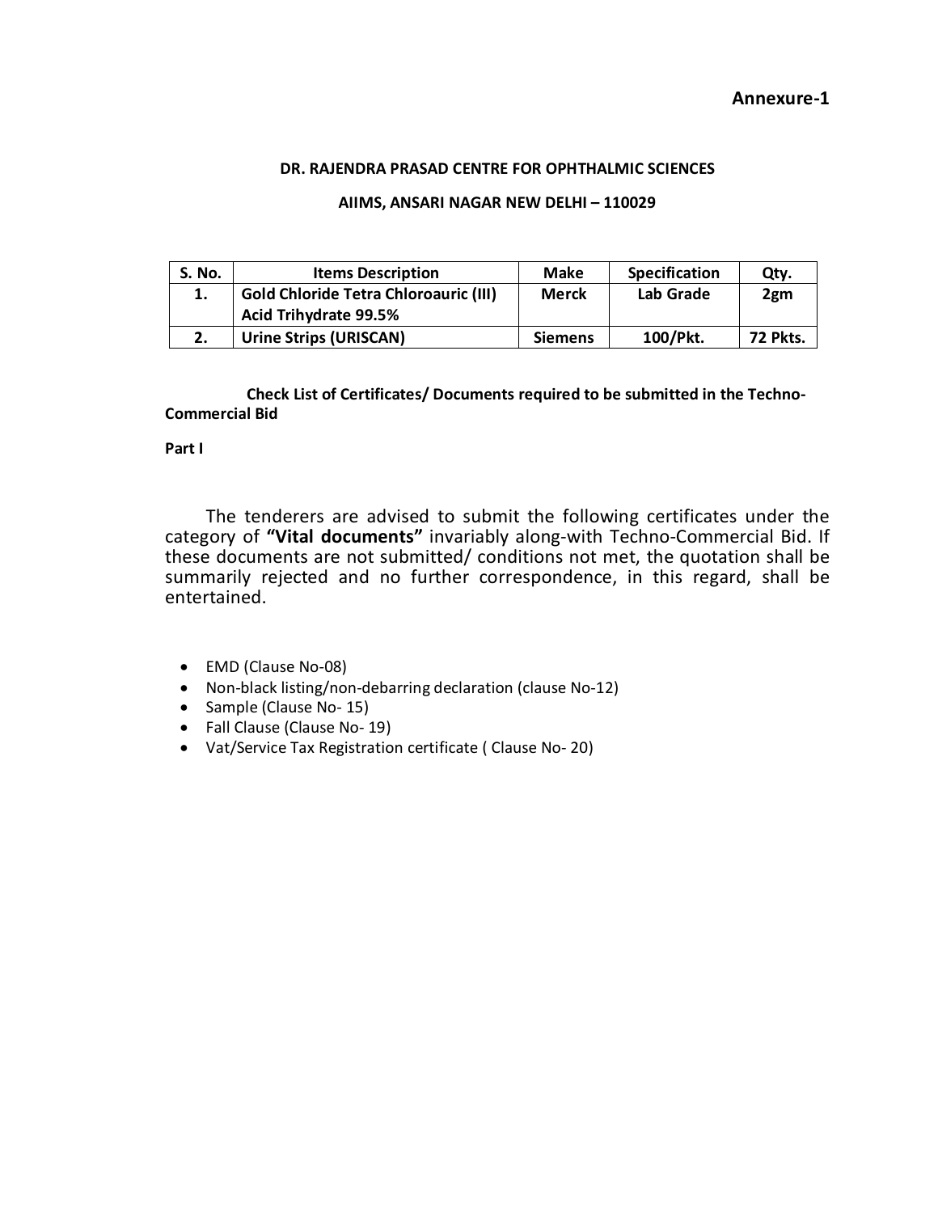**Annexure-1**

**DR. RAJENDRA PRASAD CENTRE FOR OPHTHALMIC SCIENCES**

**AIIMS, ANSARI NAGAR NEW DELHI – 110029**

| S. No. | Items Description | Make | Specification | Qty. |
|---|---|---|---|---|
| 1. | Gold Chloride Tetra Chloroauric (III) Acid Trihydrate 99.5% | Merck | Lab Grade | 2gm |
| 2. | Urine Strips (URISCAN) | Siemens | 100/Pkt. | 72 Pkts. |

**Check List of Certificates/ Documents required to be submitted in the Techno-Commercial Bid**

**Part I**

The tenderers are advised to submit the following certificates under the category of **"Vital documents"** invariably along-with Techno-Commercial Bid. If these documents are not submitted/ conditions not met, the quotation shall be summarily rejected and no further correspondence, in this regard, shall be entertained.

- EMD (Clause No-08)
- Non-black listing/non-debarring declaration (clause No-12)
- Sample (Clause No- 15)
- Fall Clause (Clause No- 19)
- Vat/Service Tax Registration certificate ( Clause No- 20)